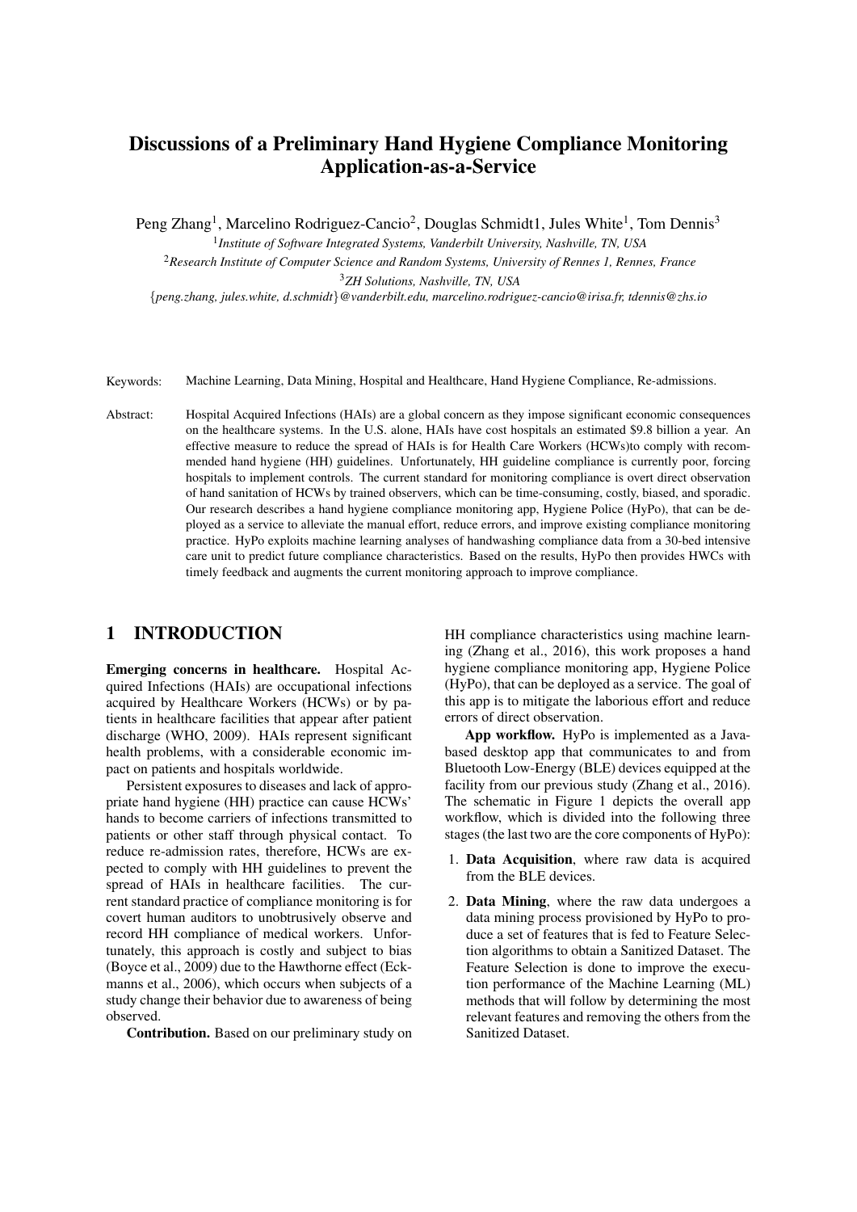# Discussions of a Preliminary Hand Hygiene Compliance Monitoring Application-as-a-Service

Peng Zhang[1], Marcelino Rodriguez-Cancio[2], Douglas Schmidt1, Jules White[1], Tom Dennis[3]

[1] *Institute of Software Integrated Systems, Vanderbilt University, Nashville, TN, USA*

[2] *Research Institute of Computer Science and Random Systems, University of Rennes 1, Rennes, France*

[3] *ZH Solutions, Nashville, TN, USA*

{*peng.zhang, jules.white, d.schmidt*}*@vanderbilt.edu, marcelino.rodriguez-cancio@irisa.fr, tdennis@zhs.io*

Keywords: Machine Learning, Data Mining, Hospital and Healthcare, Hand Hygiene Compliance, Re-admissions.

Abstract: Hospital Acquired Infections (HAIs) are a global concern as they impose significant economic consequences on the healthcare systems. In the U.S. alone, HAIs have cost hospitals an estimated $9.8 billion a year. An effective measure to reduce the spread of HAIs is for Health Care Workers (HCWs)to comply with recommended hand hygiene (HH) guidelines. Unfortunately, HH guideline compliance is currently poor, forcing hospitals to implement controls. The current standard for monitoring compliance is overt direct observation of hand sanitation of HCWs by trained observers, which can be time-consuming, costly, biased, and sporadic. Our research describes a hand hygiene compliance monitoring app, Hygiene Police (HyPo), that can be deployed as a service to alleviate the manual effort, reduce errors, and improve existing compliance monitoring practice. HyPo exploits machine learning analyses of handwashing compliance data from a 30-bed intensive care unit to predict future compliance characteristics. Based on the results, HyPo then provides HWCs with timely feedback and augments the current monitoring approach to improve compliance.

## 1 INTRODUCTION

**Emerging concerns in healthcare.** Hospital Acquired Infections (HAIs) are occupational infections acquired by Healthcare Workers (HCWs) or by patients in healthcare facilities that appear after patient discharge (WHO, 2009). HAIs represent significant health problems, with a considerable economic impact on patients and hospitals worldwide.

Persistent exposures to diseases and lack of appropriate hand hygiene (HH) practice can cause HCWs' hands to become carriers of infections transmitted to patients or other staff through physical contact. To reduce re-admission rates, therefore, HCWs are expected to comply with HH guidelines to prevent the spread of HAIs in healthcare facilities. The current standard practice of compliance monitoring is for covert human auditors to unobtrusively observe and record HH compliance of medical workers. Unfortunately, this approach is costly and subject to bias (Boyce et al., 2009) due to the Hawthorne effect (Eckmanns et al., 2006), which occurs when subjects of a study change their behavior due to awareness of being observed.

**Contribution.** Based on our preliminary study on HH compliance characteristics using machine learning (Zhang et al., 2016), this work proposes a hand hygiene compliance monitoring app, Hygiene Police (HyPo), that can be deployed as a service. The goal of this app is to mitigate the laborious effort and reduce errors of direct observation.

**App workflow.** HyPo is implemented as a Java-based desktop app that communicates to and from Bluetooth Low-Energy (BLE) devices equipped at the facility from our previous study (Zhang et al., 2016). The schematic in Figure 1 depicts the overall app workflow, which is divided into the following three stages (the last two are the core components of HyPo):

1. **Data Acquisition**, where raw data is acquired from the BLE devices.
2. **Data Mining**, where the raw data undergoes a data mining process provisioned by HyPo to produce a set of features that is fed to Feature Selection algorithms to obtain a Sanitized Dataset. The Feature Selection is done to improve the execution performance of the Machine Learning (ML) methods that will follow by determining the most relevant features and removing the others from the Sanitized Dataset.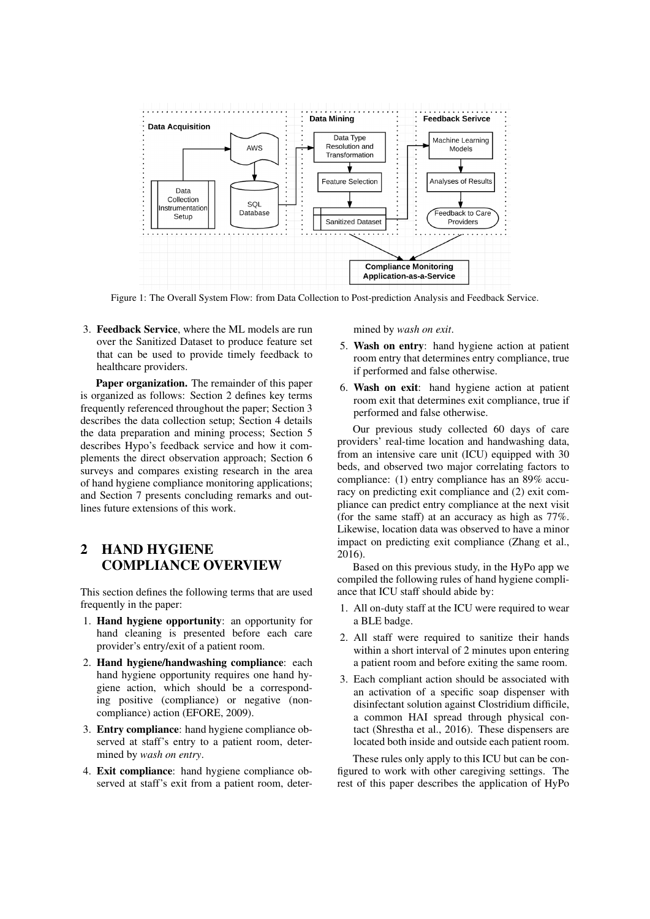Figure 1: The Overall System Flow: from Data Collection to Post-prediction Analysis and Feedback Service.

3. **Feedback Service**, where the ML models are run over the Sanitized Dataset to produce feature set that can be used to provide timely feedback to healthcare providers.

**Paper organization.** The remainder of this paper is organized as follows: Section 2 defines key terms frequently referenced throughout the paper; Section 3 describes the data collection setup; Section 4 details the data preparation and mining process; Section 5 describes Hypo's feedback service and how it complements the direct observation approach; Section 6 surveys and compares existing research in the area of hand hygiene compliance monitoring applications; and Section 7 presents concluding remarks and outlines future extensions of this work.

## 2 HAND HYGIENE COMPLIANCE OVERVIEW

This section defines the following terms that are used frequently in the paper:

1. **Hand hygiene opportunity**: an opportunity for hand cleaning is presented before each care provider's entry/exit of a patient room.
2. **Hand hygiene/handwashing compliance**: each hand hygiene opportunity requires one hand hygiene action, which should be a corresponding positive (compliance) or negative (non-compliance) action (EFORE, 2009).
3. **Entry compliance**: hand hygiene compliance observed at staff's entry to a patient room, determined by *wash on entry*.
4. **Exit compliance**: hand hygiene compliance observed at staff's exit from a patient room, determined by *wash on exit*.
5. **Wash on entry**: hand hygiene action at patient room entry that determines entry compliance, true if performed and false otherwise.
6. **Wash on exit**: hand hygiene action at patient room exit that determines exit compliance, true if performed and false otherwise.

Our previous study collected 60 days of care providers' real-time location and handwashing data, from an intensive care unit (ICU) equipped with 30 beds, and observed two major correlating factors to compliance: (1) entry compliance has an 89% accuracy on predicting exit compliance and (2) exit compliance can predict entry compliance at the next visit (for the same staff) at an accuracy as high as 77%. Likewise, location data was observed to have a minor impact on predicting exit compliance (Zhang et al., 2016).

Based on this previous study, in the HyPo app we compiled the following rules of hand hygiene compliance that ICU staff should abide by:

1. All on-duty staff at the ICU were required to wear a BLE badge.
2. All staff were required to sanitize their hands within a short interval of 2 minutes upon entering a patient room and before exiting the same room.
3. Each compliant action should be associated with an activation of a specific soap dispenser with disinfectant solution against Clostridium difficile, a common HAI spread through physical contact (Shrestha et al., 2016). These dispensers are located both inside and outside each patient room.

These rules only apply to this ICU but can be configured to work with other caregiving settings. The rest of this paper describes the application of HyPo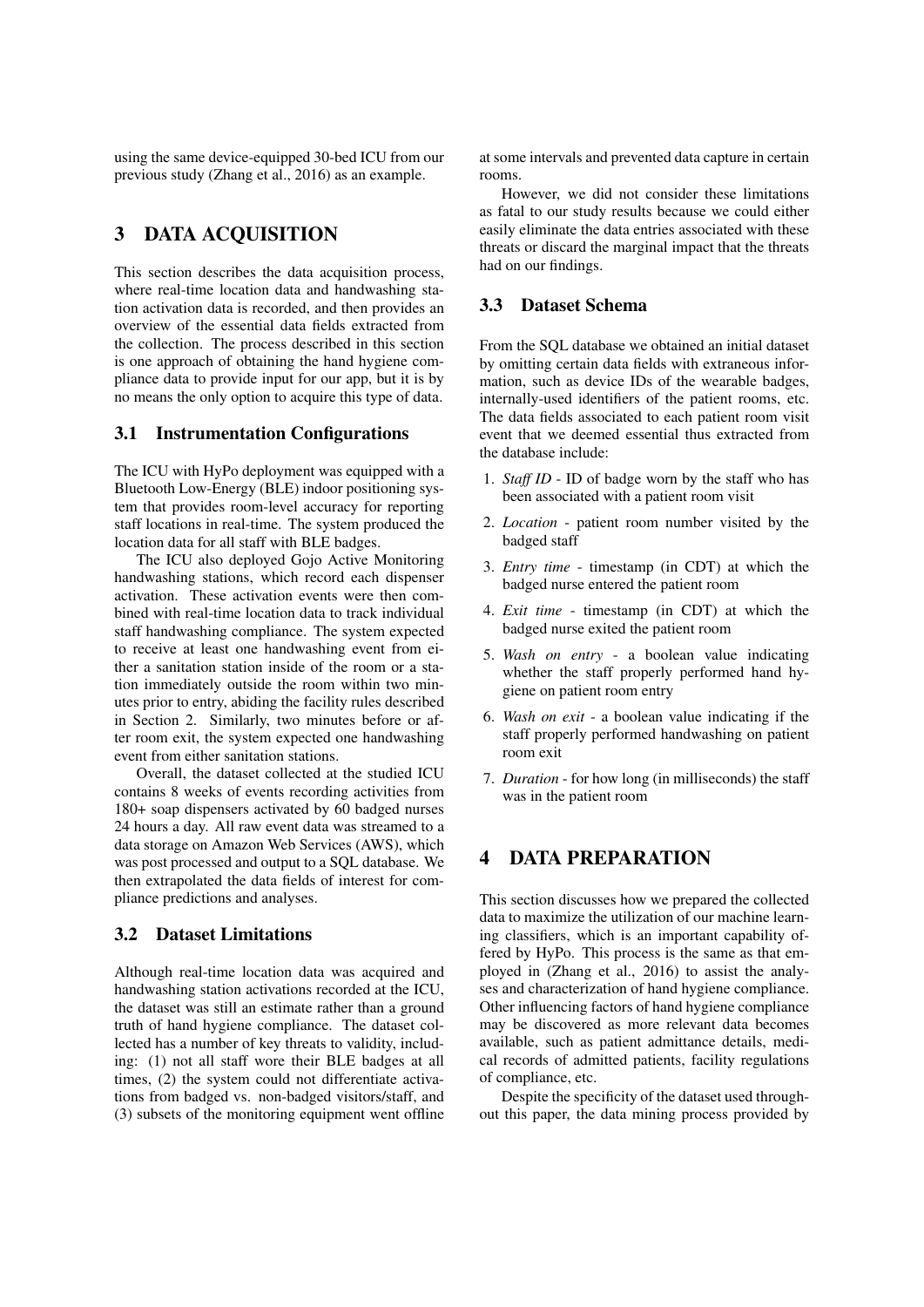using the same device-equipped 30-bed ICU from our previous study (Zhang et al., 2016) as an example.

# 3 DATA ACQUISITION

This section describes the data acquisition process, where real-time location data and handwashing station activation data is recorded, and then provides an overview of the essential data fields extracted from the collection. The process described in this section is one approach of obtaining the hand hygiene compliance data to provide input for our app, but it is by no means the only option to acquire this type of data.

## 3.1 Instrumentation Configurations

The ICU with HyPo deployment was equipped with a Bluetooth Low-Energy (BLE) indoor positioning system that provides room-level accuracy for reporting staff locations in real-time. The system produced the location data for all staff with BLE badges.

The ICU also deployed Gojo Active Monitoring handwashing stations, which record each dispenser activation. These activation events were then combined with real-time location data to track individual staff handwashing compliance. The system expected to receive at least one handwashing event from either a sanitation station inside of the room or a station immediately outside the room within two minutes prior to entry, abiding the facility rules described in Section 2. Similarly, two minutes before or after room exit, the system expected one handwashing event from either sanitation stations.

Overall, the dataset collected at the studied ICU contains 8 weeks of events recording activities from 180+ soap dispensers activated by 60 badged nurses 24 hours a day. All raw event data was streamed to a data storage on Amazon Web Services (AWS), which was post processed and output to a SQL database. We then extrapolated the data fields of interest for compliance predictions and analyses.

## 3.2 Dataset Limitations

Although real-time location data was acquired and handwashing station activations recorded at the ICU, the dataset was still an estimate rather than a ground truth of hand hygiene compliance. The dataset collected has a number of key threats to validity, including: (1) not all staff wore their BLE badges at all times, (2) the system could not differentiate activations from badged vs. non-badged visitors/staff, and (3) subsets of the monitoring equipment went offline at some intervals and prevented data capture in certain rooms.

However, we did not consider these limitations as fatal to our study results because we could either easily eliminate the data entries associated with these threats or discard the marginal impact that the threats had on our findings.

## 3.3 Dataset Schema

From the SQL database we obtained an initial dataset by omitting certain data fields with extraneous information, such as device IDs of the wearable badges, internally-used identifiers of the patient rooms, etc. The data fields associated to each patient room visit event that we deemed essential thus extracted from the database include:

1. *Staff ID* - ID of badge worn by the staff who has been associated with a patient room visit
2. *Location* - patient room number visited by the badged staff
3. *Entry time* - timestamp (in CDT) at which the badged nurse entered the patient room
4. *Exit time* - timestamp (in CDT) at which the badged nurse exited the patient room
5. *Wash on entry* - a boolean value indicating whether the staff properly performed hand hygiene on patient room entry
6. *Wash on exit* - a boolean value indicating if the staff properly performed handwashing on patient room exit
7. *Duration* - for how long (in milliseconds) the staff was in the patient room

# 4 DATA PREPARATION

This section discusses how we prepared the collected data to maximize the utilization of our machine learning classifiers, which is an important capability offered by HyPo. This process is the same as that employed in (Zhang et al., 2016) to assist the analyses and characterization of hand hygiene compliance. Other influencing factors of hand hygiene compliance may be discovered as more relevant data becomes available, such as patient admittance details, medical records of admitted patients, facility regulations of compliance, etc.

Despite the specificity of the dataset used throughout this paper, the data mining process provided by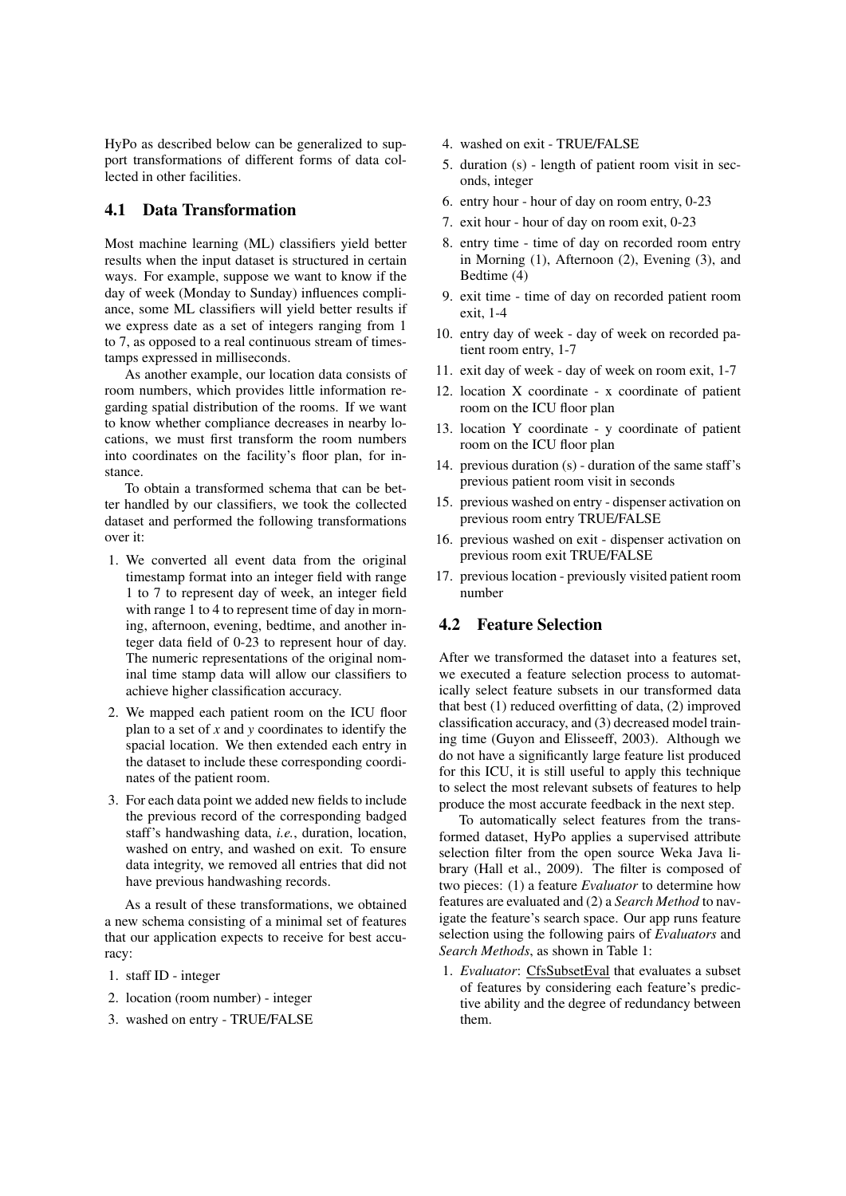HyPo as described below can be generalized to support transformations of different forms of data collected in other facilities.

### 4.1 Data Transformation

Most machine learning (ML) classifiers yield better results when the input dataset is structured in certain ways. For example, suppose we want to know if the day of week (Monday to Sunday) influences compliance, some ML classifiers will yield better results if we express date as a set of integers ranging from 1 to 7, as opposed to a real continuous stream of timestamps expressed in milliseconds.

As another example, our location data consists of room numbers, which provides little information regarding spatial distribution of the rooms. If we want to know whether compliance decreases in nearby locations, we must first transform the room numbers into coordinates on the facility's floor plan, for instance.

To obtain a transformed schema that can be better handled by our classifiers, we took the collected dataset and performed the following transformations over it:

1. We converted all event data from the original timestamp format into an integer field with range 1 to 7 to represent day of week, an integer field with range 1 to 4 to represent time of day in morning, afternoon, evening, bedtime, and another integer data field of 0-23 to represent hour of day. The numeric representations of the original nominal time stamp data will allow our classifiers to achieve higher classification accuracy.
2. We mapped each patient room on the ICU floor plan to a set of *x* and *y* coordinates to identify the spacial location. We then extended each entry in the dataset to include these corresponding coordinates of the patient room.
3. For each data point we added new fields to include the previous record of the corresponding badged staff's handwashing data, *i.e.*, duration, location, washed on entry, and washed on exit. To ensure data integrity, we removed all entries that did not have previous handwashing records.

As a result of these transformations, we obtained a new schema consisting of a minimal set of features that our application expects to receive for best accuracy:

1. staff ID - integer
2. location (room number) - integer
3. washed on entry - TRUE/FALSE
4. washed on exit - TRUE/FALSE
5. duration (s) - length of patient room visit in seconds, integer
6. entry hour - hour of day on room entry, 0-23
7. exit hour - hour of day on room exit, 0-23
8. entry time - time of day on recorded room entry in Morning (1), Afternoon (2), Evening (3), and Bedtime (4)
9. exit time - time of day on recorded patient room exit, 1-4
10. entry day of week - day of week on recorded patient room entry, 1-7
11. exit day of week - day of week on room exit, 1-7
12. location X coordinate - x coordinate of patient room on the ICU floor plan
13. location Y coordinate - y coordinate of patient room on the ICU floor plan
14. previous duration (s) - duration of the same staff's previous patient room visit in seconds
15. previous washed on entry - dispenser activation on previous room entry TRUE/FALSE
16. previous washed on exit - dispenser activation on previous room exit TRUE/FALSE
17. previous location - previously visited patient room number

### 4.2 Feature Selection

After we transformed the dataset into a features set, we executed a feature selection process to automatically select feature subsets in our transformed data that best (1) reduced overfitting of data, (2) improved classification accuracy, and (3) decreased model training time (Guyon and Elisseeff, 2003). Although we do not have a significantly large feature list produced for this ICU, it is still useful to apply this technique to select the most relevant subsets of features to help produce the most accurate feedback in the next step.

To automatically select features from the transformed dataset, HyPo applies a supervised attribute selection filter from the open source Weka Java library (Hall et al., 2009). The filter is composed of two pieces: (1) a feature *Evaluator* to determine how features are evaluated and (2) a *Search Method* to navigate the feature's search space. Our app runs feature selection using the following pairs of *Evaluators* and *Search Methods*, as shown in Table 1:

1. *Evaluator*: CfsSubsetEval that evaluates a subset of features by considering each feature's predictive ability and the degree of redundancy between them.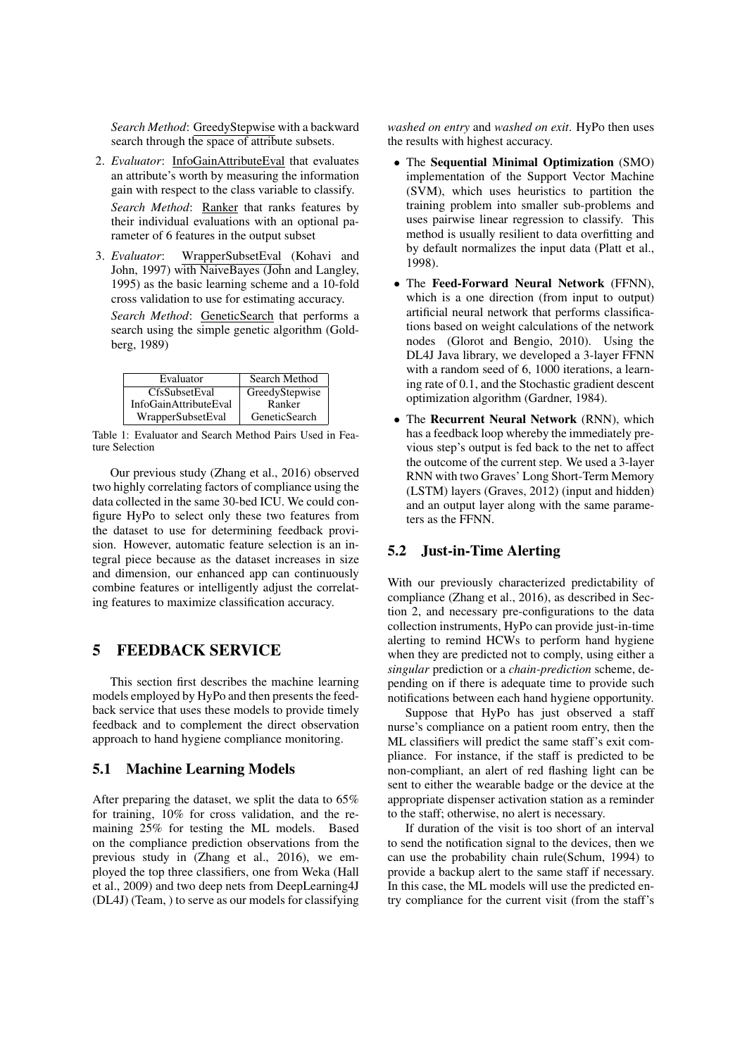*Search Method*: GreedyStepwise with a backward search through the space of attribute subsets.

2. *Evaluator*: InfoGainAttributeEval that evaluates an attribute's worth by measuring the information gain with respect to the class variable to classify.

   *Search Method*: Ranker that ranks features by their individual evaluations with an optional parameter of 6 features in the output subset

3. *Evaluator*: WrapperSubsetEval (Kohavi and John, 1997) with NaiveBayes (John and Langley, 1995) as the basic learning scheme and a 10-fold cross validation to use for estimating accuracy.

   *Search Method*: GeneticSearch that performs a search using the simple genetic algorithm (Goldberg, 1989)

| Evaluator | Search Method |
|---|---|
| CfsSubsetEval | GreedyStepwise |
| InfoGainAttributeEval | Ranker |
| WrapperSubsetEval | GeneticSearch |

Table 1: Evaluator and Search Method Pairs Used in Feature Selection

Our previous study (Zhang et al., 2016) observed two highly correlating factors of compliance using the data collected in the same 30-bed ICU. We could configure HyPo to select only these two features from the dataset to use for determining feedback provision. However, automatic feature selection is an integral piece because as the dataset increases in size and dimension, our enhanced app can continuously combine features or intelligently adjust the correlating features to maximize classification accuracy.

# 5 FEEDBACK SERVICE

This section first describes the machine learning models employed by HyPo and then presents the feedback service that uses these models to provide timely feedback and to complement the direct observation approach to hand hygiene compliance monitoring.

## 5.1 Machine Learning Models

After preparing the dataset, we split the data to 65% for training, 10% for cross validation, and the remaining 25% for testing the ML models. Based on the compliance prediction observations from the previous study in (Zhang et al., 2016), we employed the top three classifiers, one from Weka (Hall et al., 2009) and two deep nets from DeepLearning4J (DL4J) (Team, ) to serve as our models for classifying *washed on entry* and *washed on exit*. HyPo then uses the results with highest accuracy.

- The **Sequential Minimal Optimization** (SMO) implementation of the Support Vector Machine (SVM), which uses heuristics to partition the training problem into smaller sub-problems and uses pairwise linear regression to classify. This method is usually resilient to data overfitting and by default normalizes the input data (Platt et al., 1998).
- The **Feed-Forward Neural Network** (FFNN), which is a one direction (from input to output) artificial neural network that performs classifications based on weight calculations of the network nodes (Glorot and Bengio, 2010). Using the DL4J Java library, we developed a 3-layer FFNN with a random seed of 6, 1000 iterations, a learning rate of 0.1, and the Stochastic gradient descent optimization algorithm (Gardner, 1984).
- The **Recurrent Neural Network** (RNN), which has a feedback loop whereby the immediately previous step's output is fed back to the net to affect the outcome of the current step. We used a 3-layer RNN with two Graves' Long Short-Term Memory (LSTM) layers (Graves, 2012) (input and hidden) and an output layer along with the same parameters as the FFNN.

## 5.2 Just-in-Time Alerting

With our previously characterized predictability of compliance (Zhang et al., 2016), as described in Section 2, and necessary pre-configurations to the data collection instruments, HyPo can provide just-in-time alerting to remind HCWs to perform hand hygiene when they are predicted not to comply, using either a *singular* prediction or a *chain-prediction* scheme, depending on if there is adequate time to provide such notifications between each hand hygiene opportunity.

Suppose that HyPo has just observed a staff nurse's compliance on a patient room entry, then the ML classifiers will predict the same staff's exit compliance. For instance, if the staff is predicted to be non-compliant, an alert of red flashing light can be sent to either the wearable badge or the device at the appropriate dispenser activation station as a reminder to the staff; otherwise, no alert is necessary.

If duration of the visit is too short of an interval to send the notification signal to the devices, then we can use the probability chain rule(Schum, 1994) to provide a backup alert to the same staff if necessary. In this case, the ML models will use the predicted entry compliance for the current visit (from the staff's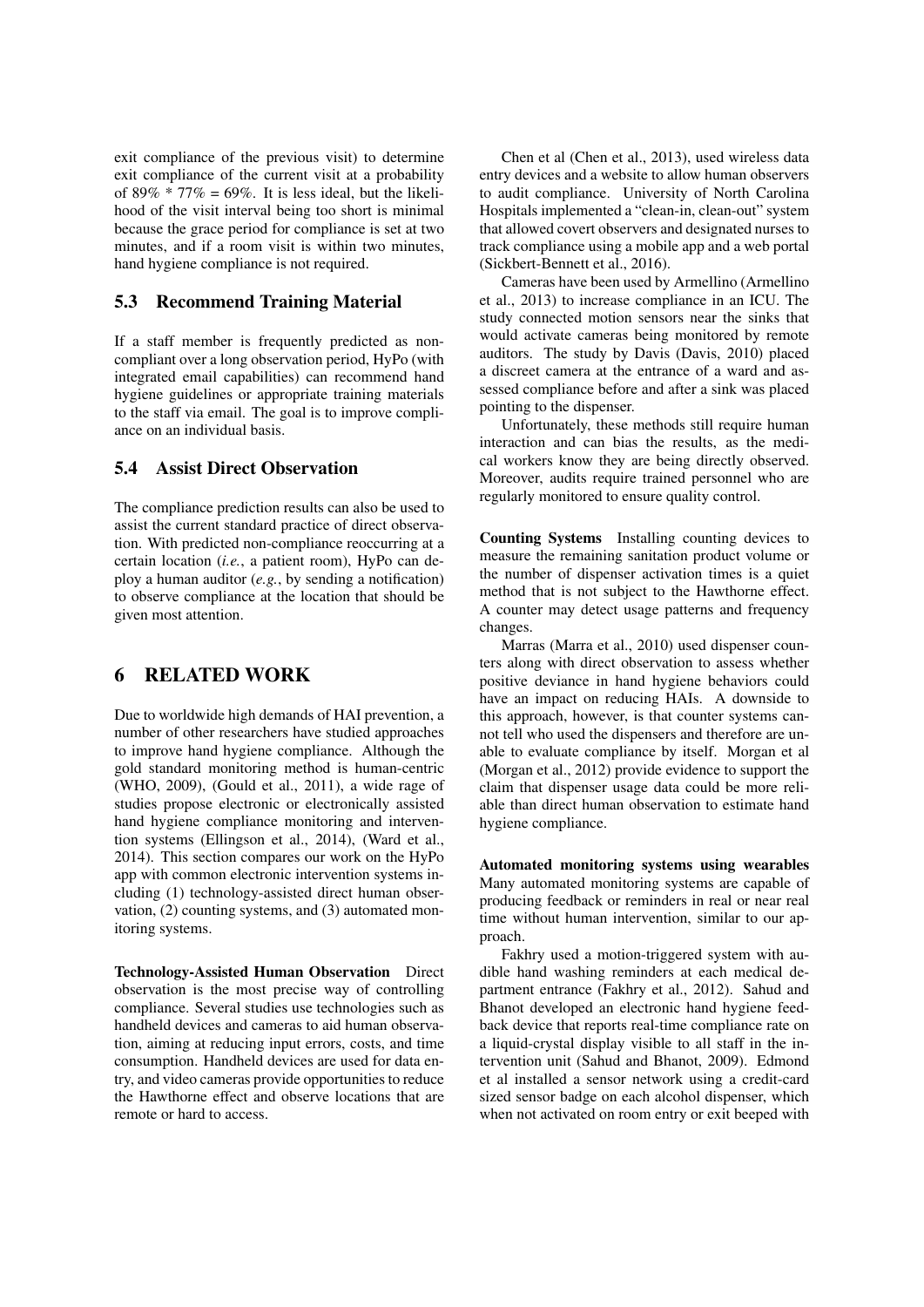exit compliance of the previous visit) to determine exit compliance of the current visit at a probability of 89% * 77% = 69%. It is less ideal, but the likelihood of the visit interval being too short is minimal because the grace period for compliance is set at two minutes, and if a room visit is within two minutes, hand hygiene compliance is not required.

### 5.3 Recommend Training Material

If a staff member is frequently predicted as non-compliant over a long observation period, HyPo (with integrated email capabilities) can recommend hand hygiene guidelines or appropriate training materials to the staff via email. The goal is to improve compliance on an individual basis.

### 5.4 Assist Direct Observation

The compliance prediction results can also be used to assist the current standard practice of direct observation. With predicted non-compliance reoccurring at a certain location (*i.e.*, a patient room), HyPo can deploy a human auditor (*e.g.*, by sending a notification) to observe compliance at the location that should be given most attention.

## 6 RELATED WORK

Due to worldwide high demands of HAI prevention, a number of other researchers have studied approaches to improve hand hygiene compliance. Although the gold standard monitoring method is human-centric (WHO, 2009), (Gould et al., 2011), a wide rage of studies propose electronic or electronically assisted hand hygiene compliance monitoring and intervention systems (Ellingson et al., 2014), (Ward et al., 2014). This section compares our work on the HyPo app with common electronic intervention systems including (1) technology-assisted direct human observation, (2) counting systems, and (3) automated monitoring systems.

**Technology-Assisted Human Observation** Direct observation is the most precise way of controlling compliance. Several studies use technologies such as handheld devices and cameras to aid human observation, aiming at reducing input errors, costs, and time consumption. Handheld devices are used for data entry, and video cameras provide opportunities to reduce the Hawthorne effect and observe locations that are remote or hard to access.

Chen et al (Chen et al., 2013), used wireless data entry devices and a website to allow human observers to audit compliance. University of North Carolina Hospitals implemented a "clean-in, clean-out" system that allowed covert observers and designated nurses to track compliance using a mobile app and a web portal (Sickbert-Bennett et al., 2016).

Cameras have been used by Armellino (Armellino et al., 2013) to increase compliance in an ICU. The study connected motion sensors near the sinks that would activate cameras being monitored by remote auditors. The study by Davis (Davis, 2010) placed a discreet camera at the entrance of a ward and assessed compliance before and after a sink was placed pointing to the dispenser.

Unfortunately, these methods still require human interaction and can bias the results, as the medical workers know they are being directly observed. Moreover, audits require trained personnel who are regularly monitored to ensure quality control.

**Counting Systems** Installing counting devices to measure the remaining sanitation product volume or the number of dispenser activation times is a quiet method that is not subject to the Hawthorne effect. A counter may detect usage patterns and frequency changes.

Marras (Marra et al., 2010) used dispenser counters along with direct observation to assess whether positive deviance in hand hygiene behaviors could have an impact on reducing HAIs. A downside to this approach, however, is that counter systems cannot tell who used the dispensers and therefore are unable to evaluate compliance by itself. Morgan et al (Morgan et al., 2012) provide evidence to support the claim that dispenser usage data could be more reliable than direct human observation to estimate hand hygiene compliance.

**Automated monitoring systems using wearables** Many automated monitoring systems are capable of producing feedback or reminders in real or near real time without human intervention, similar to our approach.

Fakhry used a motion-triggered system with audible hand washing reminders at each medical department entrance (Fakhry et al., 2012). Sahud and Bhanot developed an electronic hand hygiene feedback device that reports real-time compliance rate on a liquid-crystal display visible to all staff in the intervention unit (Sahud and Bhanot, 2009). Edmond et al installed a sensor network using a credit-card sized sensor badge on each alcohol dispenser, which when not activated on room entry or exit beeped with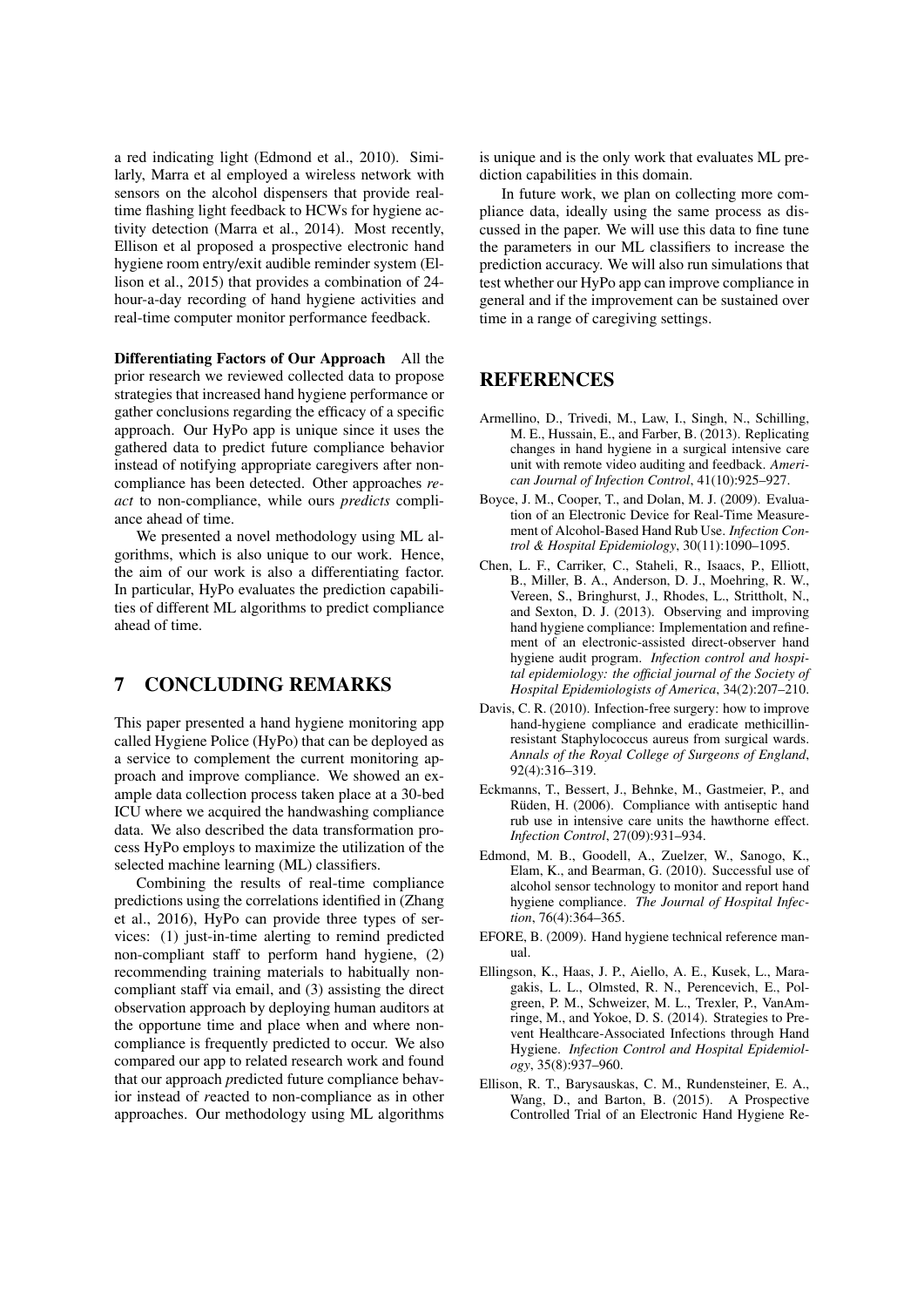a red indicating light (Edmond et al., 2010). Similarly, Marra et al employed a wireless network with sensors on the alcohol dispensers that provide real-time flashing light feedback to HCWs for hygiene activity detection (Marra et al., 2014). Most recently, Ellison et al proposed a prospective electronic hand hygiene room entry/exit audible reminder system (Ellison et al., 2015) that provides a combination of 24-hour-a-day recording of hand hygiene activities and real-time computer monitor performance feedback.

**Differentiating Factors of Our Approach** All the prior research we reviewed collected data to propose strategies that increased hand hygiene performance or gather conclusions regarding the efficacy of a specific approach. Our HyPo app is unique since it uses the gathered data to predict future compliance behavior instead of notifying appropriate caregivers after non-compliance has been detected. Other approaches *react* to non-compliance, while ours *predicts* compliance ahead of time.

We presented a novel methodology using ML algorithms, which is also unique to our work. Hence, the aim of our work is also a differentiating factor. In particular, HyPo evaluates the prediction capabilities of different ML algorithms to predict compliance ahead of time.

# 7 CONCLUDING REMARKS

This paper presented a hand hygiene monitoring app called Hygiene Police (HyPo) that can be deployed as a service to complement the current monitoring approach and improve compliance. We showed an example data collection process taken place at a 30-bed ICU where we acquired the handwashing compliance data. We also described the data transformation process HyPo employs to maximize the utilization of the selected machine learning (ML) classifiers.

Combining the results of real-time compliance predictions using the correlations identified in (Zhang et al., 2016), HyPo can provide three types of services: (1) just-in-time alerting to remind predicted non-compliant staff to perform hand hygiene, (2) recommending training materials to habitually non-compliant staff via email, and (3) assisting the direct observation approach by deploying human auditors at the opportune time and place when and where non-compliance is frequently predicted to occur. We also compared our app to related research work and found that our approach *p*redicted future compliance behavior instead of *r*eacted to non-compliance as in other approaches. Our methodology using ML algorithms is unique and is the only work that evaluates ML prediction capabilities in this domain.

In future work, we plan on collecting more compliance data, ideally using the same process as discussed in the paper. We will use this data to fine tune the parameters in our ML classifiers to increase the prediction accuracy. We will also run simulations that test whether our HyPo app can improve compliance in general and if the improvement can be sustained over time in a range of caregiving settings.

# REFERENCES

Armellino, D., Trivedi, M., Law, I., Singh, N., Schilling, M. E., Hussain, E., and Farber, B. (2013). Replicating changes in hand hygiene in a surgical intensive care unit with remote video auditing and feedback. *American Journal of Infection Control*, 41(10):925–927.

Boyce, J. M., Cooper, T., and Dolan, M. J. (2009). Evaluation of an Electronic Device for Real-Time Measurement of Alcohol-Based Hand Rub Use. *Infection Control & Hospital Epidemiology*, 30(11):1090–1095.

Chen, L. F., Carriker, C., Staheli, R., Isaacs, P., Elliott, B., Miller, B. A., Anderson, D. J., Moehring, R. W., Vereen, S., Bringhurst, J., Rhodes, L., Strittholt, N., and Sexton, D. J. (2013). Observing and improving hand hygiene compliance: Implementation and refinement of an electronic-assisted direct-observer hand hygiene audit program. *Infection control and hospital epidemiology: the official journal of the Society of Hospital Epidemiologists of America*, 34(2):207–210.

Davis, C. R. (2010). Infection-free surgery: how to improve hand-hygiene compliance and eradicate methicillin-resistant Staphylococcus aureus from surgical wards. *Annals of the Royal College of Surgeons of England*, 92(4):316–319.

Eckmanns, T., Bessert, J., Behnke, M., Gastmeier, P., and Rüden, H. (2006). Compliance with antiseptic hand rub use in intensive care units the hawthorne effect. *Infection Control*, 27(09):931–934.

Edmond, M. B., Goodell, A., Zuelzer, W., Sanogo, K., Elam, K., and Bearman, G. (2010). Successful use of alcohol sensor technology to monitor and report hand hygiene compliance. *The Journal of Hospital Infection*, 76(4):364–365.

EFORE, B. (2009). Hand hygiene technical reference manual.

Ellingson, K., Haas, J. P., Aiello, A. E., Kusek, L., Maragakis, L. L., Olmsted, R. N., Perencevich, E., Polgreen, P. M., Schweizer, M. L., Trexler, P., VanAmringe, M., and Yokoe, D. S. (2014). Strategies to Prevent Healthcare-Associated Infections through Hand Hygiene. *Infection Control and Hospital Epidemiology*, 35(8):937–960.

Ellison, R. T., Barysauskas, C. M., Rundensteiner, E. A., Wang, D., and Barton, B. (2015). A Prospective Controlled Trial of an Electronic Hand Hygiene Re-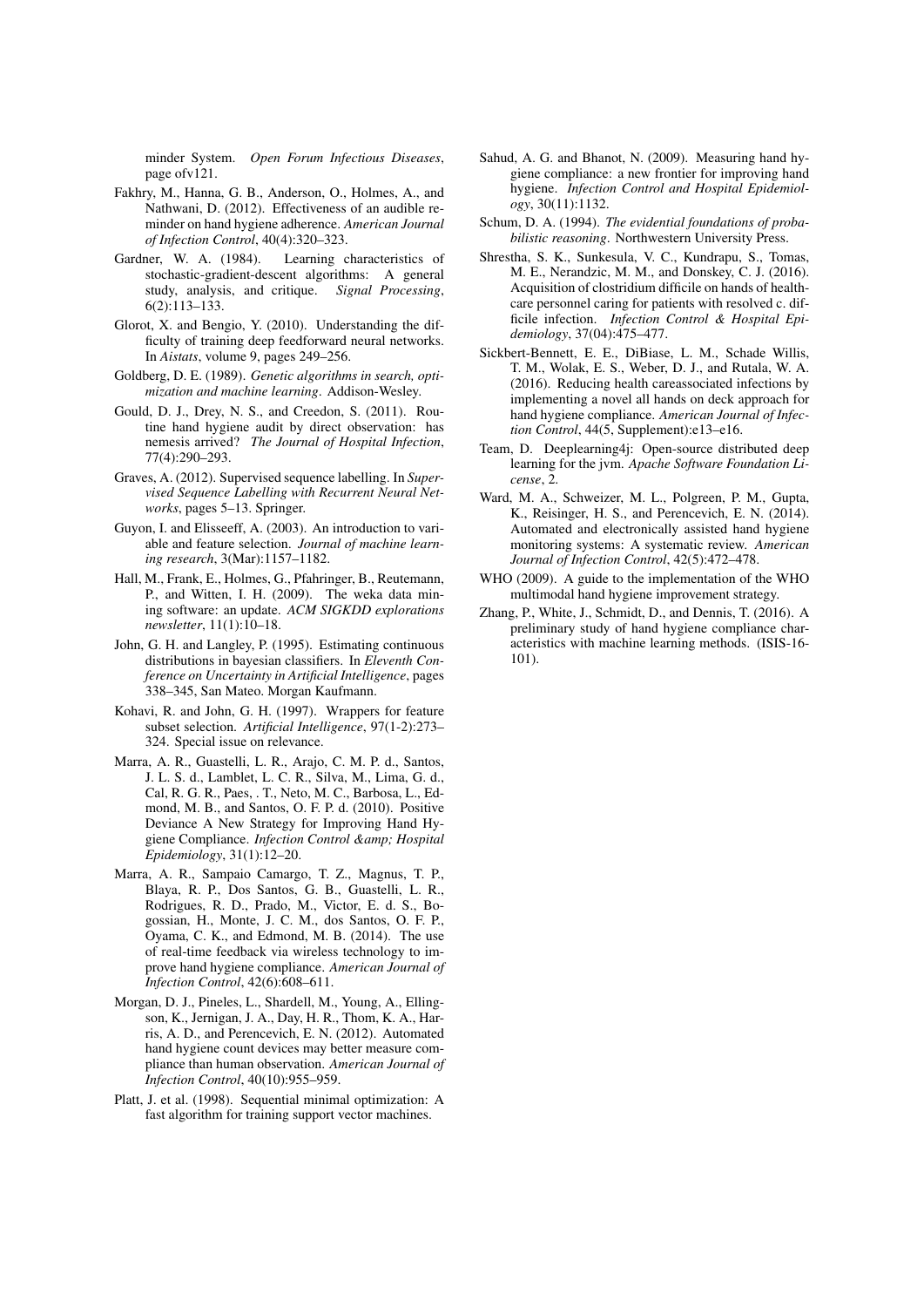minder System. *Open Forum Infectious Diseases*, page ofv121.

Fakhry, M., Hanna, G. B., Anderson, O., Holmes, A., and Nathwani, D. (2012). Effectiveness of an audible reminder on hand hygiene adherence. *American Journal of Infection Control*, 40(4):320–323.

Gardner, W. A. (1984). Learning characteristics of stochastic-gradient-descent algorithms: A general study, analysis, and critique. *Signal Processing*, 6(2):113–133.

Glorot, X. and Bengio, Y. (2010). Understanding the difficulty of training deep feedforward neural networks. In *Aistats*, volume 9, pages 249–256.

Goldberg, D. E. (1989). *Genetic algorithms in search, optimization and machine learning*. Addison-Wesley.

Gould, D. J., Drey, N. S., and Creedon, S. (2011). Routine hand hygiene audit by direct observation: has nemesis arrived? *The Journal of Hospital Infection*, 77(4):290–293.

Graves, A. (2012). Supervised sequence labelling. In *Supervised Sequence Labelling with Recurrent Neural Networks*, pages 5–13. Springer.

Guyon, I. and Elisseeff, A. (2003). An introduction to variable and feature selection. *Journal of machine learning research*, 3(Mar):1157–1182.

Hall, M., Frank, E., Holmes, G., Pfahringer, B., Reutemann, P., and Witten, I. H. (2009). The weka data mining software: an update. *ACM SIGKDD explorations newsletter*, 11(1):10–18.

John, G. H. and Langley, P. (1995). Estimating continuous distributions in bayesian classifiers. In *Eleventh Conference on Uncertainty in Artificial Intelligence*, pages 338–345, San Mateo. Morgan Kaufmann.

Kohavi, R. and John, G. H. (1997). Wrappers for feature subset selection. *Artificial Intelligence*, 97(1-2):273–324. Special issue on relevance.

Marra, A. R., Guastelli, L. R., Arajo, C. M. P. d., Santos, J. L. S. d., Lamblet, L. C. R., Silva, M., Lima, G. d., Cal, R. G. R., Paes, . T., Neto, M. C., Barbosa, L., Edmond, M. B., and Santos, O. F. P. d. (2010). Positive Deviance A New Strategy for Improving Hand Hygiene Compliance. *Infection Control &amp; Hospital Epidemiology*, 31(1):12–20.

Marra, A. R., Sampaio Camargo, T. Z., Magnus, T. P., Blaya, R. P., Dos Santos, G. B., Guastelli, L. R., Rodrigues, R. D., Prado, M., Victor, E. d. S., Bogossian, H., Monte, J. C. M., dos Santos, O. F. P., Oyama, C. K., and Edmond, M. B. (2014). The use of real-time feedback via wireless technology to improve hand hygiene compliance. *American Journal of Infection Control*, 42(6):608–611.

Morgan, D. J., Pineles, L., Shardell, M., Young, A., Ellingson, K., Jernigan, J. A., Day, H. R., Thom, K. A., Harris, A. D., and Perencevich, E. N. (2012). Automated hand hygiene count devices may better measure compliance than human observation. *American Journal of Infection Control*, 40(10):955–959.

Platt, J. et al. (1998). Sequential minimal optimization: A fast algorithm for training support vector machines.

Sahud, A. G. and Bhanot, N. (2009). Measuring hand hygiene compliance: a new frontier for improving hand hygiene. *Infection Control and Hospital Epidemiology*, 30(11):1132.

Schum, D. A. (1994). *The evidential foundations of probabilistic reasoning*. Northwestern University Press.

Shrestha, S. K., Sunkesula, V. C., Kundrapu, S., Tomas, M. E., Nerandzic, M. M., and Donskey, C. J. (2016). Acquisition of clostridium difficile on hands of healthcare personnel caring for patients with resolved c. difficile infection. *Infection Control & Hospital Epidemiology*, 37(04):475–477.

Sickbert-Bennett, E. E., DiBiase, L. M., Schade Willis, T. M., Wolak, E. S., Weber, D. J., and Rutala, W. A. (2016). Reducing health careassociated infections by implementing a novel all hands on deck approach for hand hygiene compliance. *American Journal of Infection Control*, 44(5, Supplement):e13–e16.

Team, D. Deeplearning4j: Open-source distributed deep learning for the jvm. *Apache Software Foundation License*, 2.

Ward, M. A., Schweizer, M. L., Polgreen, P. M., Gupta, K., Reisinger, H. S., and Perencevich, E. N. (2014). Automated and electronically assisted hand hygiene monitoring systems: A systematic review. *American Journal of Infection Control*, 42(5):472–478.

WHO (2009). A guide to the implementation of the WHO multimodal hand hygiene improvement strategy.

Zhang, P., White, J., Schmidt, D., and Dennis, T. (2016). A preliminary study of hand hygiene compliance characteristics with machine learning methods. (ISIS-16-101).